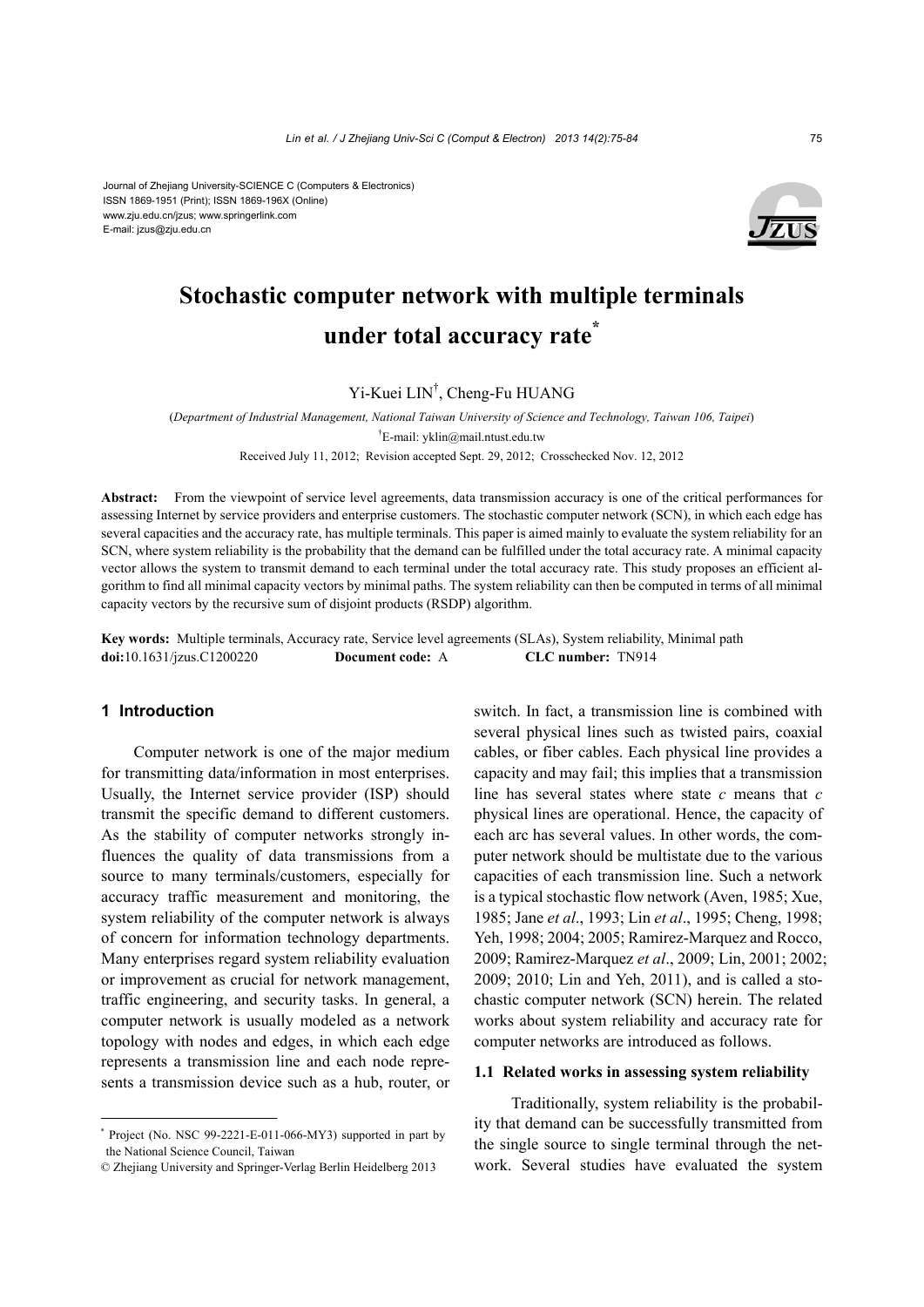Journal of Zhejiang University-SCIENCE C (Computers & Electronics)
ISSN 1869-1951 (Print); ISSN 1869-196X (Online)
www.zju.edu.cn/jzus; www.springerlink.com
E-mail: jzus@zju.edu.cn

# Stochastic computer network with multiple terminals under total accuracy rate*

Yi-Kuei LIN†, Cheng-Fu HUANG

(*Department of Industrial Management, National Taiwan University of Science and Technology, Taiwan 106, Taipei*)

†E-mail: yklin@mail.ntust.edu.tw

Received July 11, 2012; Revision accepted Sept. 29, 2012; Crosschecked Nov. 12, 2012

**Abstract:** From the viewpoint of service level agreements, data transmission accuracy is one of the critical performances for assessing Internet by service providers and enterprise customers. The stochastic computer network (SCN), in which each edge has several capacities and the accuracy rate, has multiple terminals. This paper is aimed mainly to evaluate the system reliability for an SCN, where system reliability is the probability that the demand can be fulfilled under the total accuracy rate. A minimal capacity vector allows the system to transmit demand to each terminal under the total accuracy rate. This study proposes an efficient algorithm to find all minimal capacity vectors by minimal paths. The system reliability can then be computed in terms of all minimal capacity vectors by the recursive sum of disjoint products (RSDP) algorithm.

**Key words:** Multiple terminals, Accuracy rate, Service level agreements (SLAs), System reliability, Minimal path
**doi:**10.1631/jzus.C1200220 **Document code:** A **CLC number:** TN914

## 1 Introduction

Computer network is one of the major medium for transmitting data/information in most enterprises. Usually, the Internet service provider (ISP) should transmit the specific demand to different customers. As the stability of computer networks strongly influences the quality of data transmissions from a source to many terminals/customers, especially for accuracy traffic measurement and monitoring, the system reliability of the computer network is always of concern for information technology departments. Many enterprises regard system reliability evaluation or improvement as crucial for network management, traffic engineering, and security tasks. In general, a computer network is usually modeled as a network topology with nodes and edges, in which each edge represents a transmission line and each node represents a transmission device such as a hub, router, or switch. In fact, a transmission line is combined with several physical lines such as twisted pairs, coaxial cables, or fiber cables. Each physical line provides a capacity and may fail; this implies that a transmission line has several states where state $c$ means that $c$ physical lines are operational. Hence, the capacity of each arc has several values. In other words, the computer network should be multistate due to the various capacities of each transmission line. Such a network is a typical stochastic flow network (Aven, 1985; Xue, 1985; Jane *et al*., 1993; Lin *et al*., 1995; Cheng, 1998; Yeh, 1998; 2004; 2005; Ramirez-Marquez and Rocco, 2009; Ramirez-Marquez *et al*., 2009; Lin, 2001; 2002; 2009; 2010; Lin and Yeh, 2011), and is called a stochastic computer network (SCN) herein. The related works about system reliability and accuracy rate for computer networks are introduced as follows.

### 1.1 Related works in assessing system reliability

Traditionally, system reliability is the probability that demand can be successfully transmitted from the single source to single terminal through the network. Several studies have evaluated the system

---

* Project (No. NSC 99-2221-E-011-066-MY3) supported in part by the National Science Council, Taiwan

© Zhejiang University and Springer-Verlag Berlin Heidelberg 2013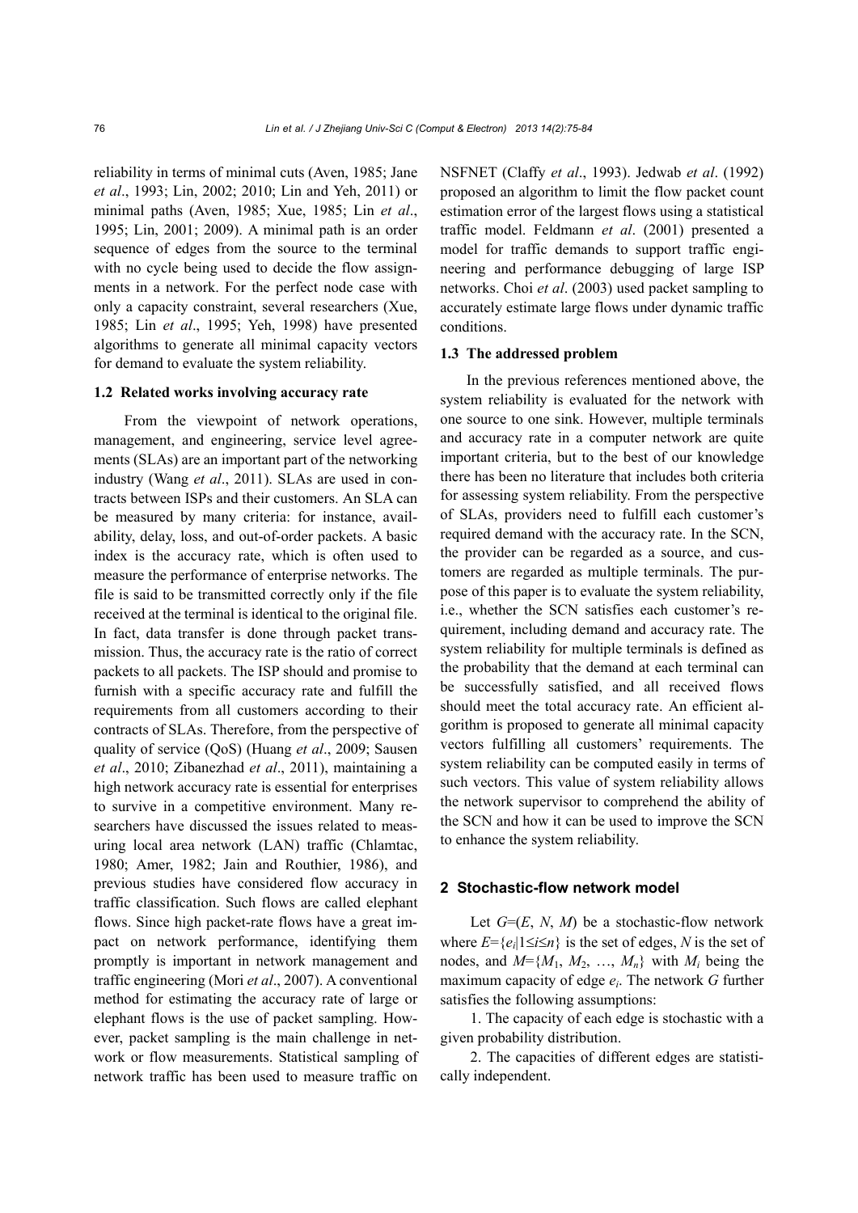reliability in terms of minimal cuts (Aven, 1985; Jane *et al*., 1993; Lin, 2002; 2010; Lin and Yeh, 2011) or minimal paths (Aven, 1985; Xue, 1985; Lin *et al*., 1995; Lin, 2001; 2009). A minimal path is an order sequence of edges from the source to the terminal with no cycle being used to decide the flow assignments in a network. For the perfect node case with only a capacity constraint, several researchers (Xue, 1985; Lin *et al*., 1995; Yeh, 1998) have presented algorithms to generate all minimal capacity vectors for demand to evaluate the system reliability.

### 1.2 Related works involving accuracy rate

From the viewpoint of network operations, management, and engineering, service level agreements (SLAs) are an important part of the networking industry (Wang *et al*., 2011). SLAs are used in contracts between ISPs and their customers. An SLA can be measured by many criteria: for instance, availability, delay, loss, and out-of-order packets. A basic index is the accuracy rate, which is often used to measure the performance of enterprise networks. The file is said to be transmitted correctly only if the file received at the terminal is identical to the original file. In fact, data transfer is done through packet transmission. Thus, the accuracy rate is the ratio of correct packets to all packets. The ISP should and promise to furnish with a specific accuracy rate and fulfill the requirements from all customers according to their contracts of SLAs. Therefore, from the perspective of quality of service (QoS) (Huang *et al*., 2009; Sausen *et al*., 2010; Zibanezhad *et al*., 2011), maintaining a high network accuracy rate is essential for enterprises to survive in a competitive environment. Many researchers have discussed the issues related to measuring local area network (LAN) traffic (Chlamtac, 1980; Amer, 1982; Jain and Routhier, 1986), and previous studies have considered flow accuracy in traffic classification. Such flows are called elephant flows. Since high packet-rate flows have a great impact on network performance, identifying them promptly is important in network management and traffic engineering (Mori *et al*., 2007). A conventional method for estimating the accuracy rate of large or elephant flows is the use of packet sampling. However, packet sampling is the main challenge in network or flow measurements. Statistical sampling of network traffic has been used to measure traffic on NSFNET (Claffy *et al*., 1993). Jedwab *et al*. (1992) proposed an algorithm to limit the flow packet count estimation error of the largest flows using a statistical traffic model. Feldmann *et al*. (2001) presented a model for traffic demands to support traffic engineering and performance debugging of large ISP networks. Choi *et al*. (2003) used packet sampling to accurately estimate large flows under dynamic traffic conditions.

### 1.3 The addressed problem

In the previous references mentioned above, the system reliability is evaluated for the network with one source to one sink. However, multiple terminals and accuracy rate in a computer network are quite important criteria, but to the best of our knowledge there has been no literature that includes both criteria for assessing system reliability. From the perspective of SLAs, providers need to fulfill each customer's required demand with the accuracy rate. In the SCN, the provider can be regarded as a source, and customers are regarded as multiple terminals. The purpose of this paper is to evaluate the system reliability, i.e., whether the SCN satisfies each customer's requirement, including demand and accuracy rate. The system reliability for multiple terminals is defined as the probability that the demand at each terminal can be successfully satisfied, and all received flows should meet the total accuracy rate. An efficient algorithm is proposed to generate all minimal capacity vectors fulfilling all customers' requirements. The system reliability can be computed easily in terms of such vectors. This value of system reliability allows the network supervisor to comprehend the ability of the SCN and how it can be used to improve the SCN to enhance the system reliability.

## 2 Stochastic-flow network model

Let $G=(E, N, M)$ be a stochastic-flow network where $E=\{e_i|1\leq i\leq n\}$ is the set of edges, $N$ is the set of nodes, and $M=\{M_1, M_2, \ldots, M_n\}$ with $M_i$ being the maximum capacity of edge $e_i$. The network $G$ further satisfies the following assumptions:

1. The capacity of each edge is stochastic with a given probability distribution.

2. The capacities of different edges are statistically independent.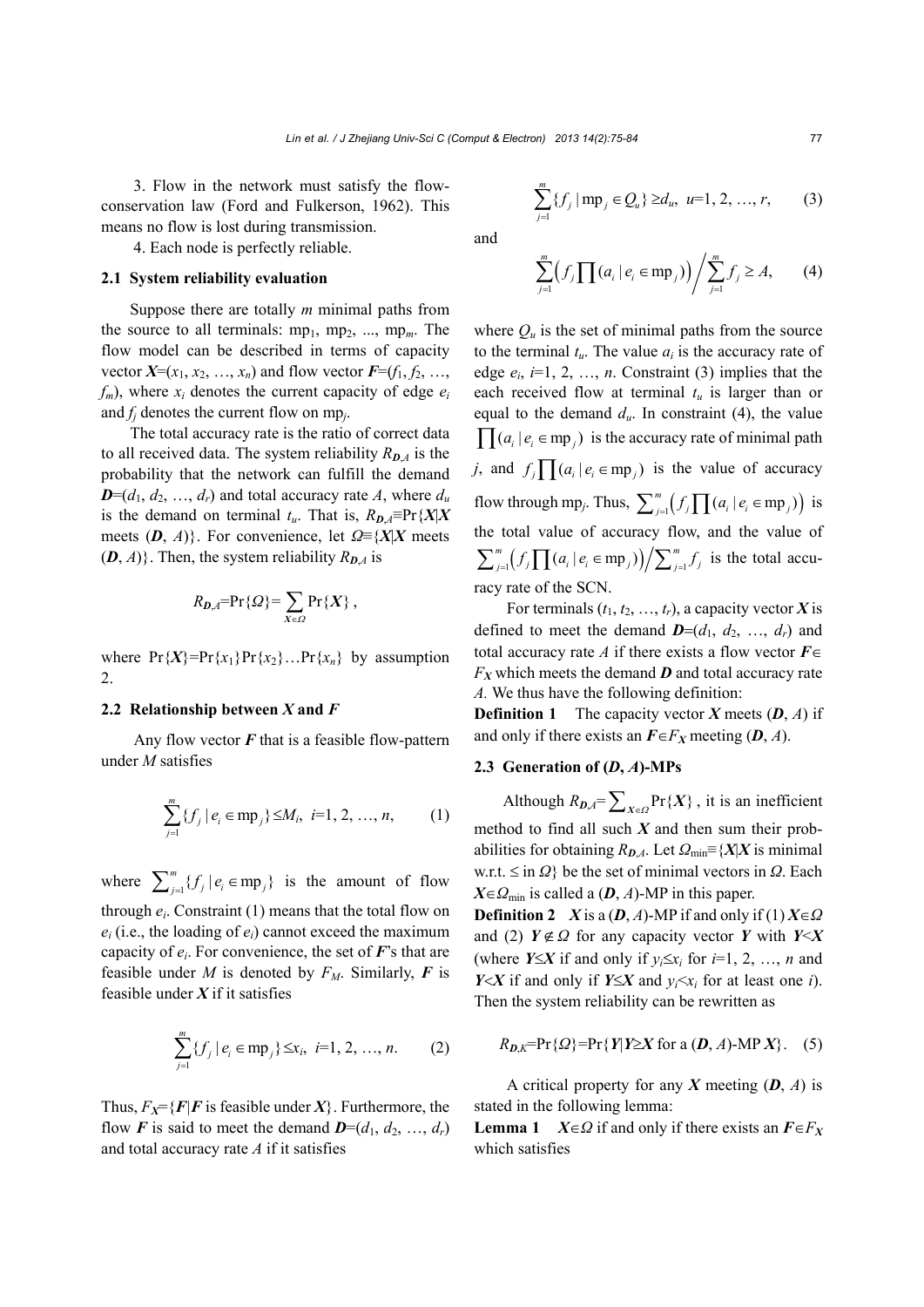3. Flow in the network must satisfy the flow-conservation law (Ford and Fulkerson, 1962). This means no flow is lost during transmission.

4. Each node is perfectly reliable.

### 2.1 System reliability evaluation

Suppose there are totally $m$ minimal paths from the source to all terminals: $\text{mp}_1$, $\text{mp}_2$, ..., $\text{mp}_m$. The flow model can be described in terms of capacity vector $\boldsymbol{X}=(x_1, x_2, \ldots, x_n)$ and flow vector $\boldsymbol{F}=(f_1, f_2, \ldots, f_m)$, where $x_i$ denotes the current capacity of edge $e_i$ and $f_j$ denotes the current flow on $\text{mp}_j$.

The total accuracy rate is the ratio of correct data to all received data. The system reliability $R_{\boldsymbol{D},A}$ is the probability that the network can fulfill the demand $\boldsymbol{D}=(d_1, d_2, \ldots, d_r)$ and total accuracy rate $A$, where $d_u$ is the demand on terminal $t_u$. That is, $R_{\boldsymbol{D},A}\equiv\Pr\{\boldsymbol{X}|\boldsymbol{X}$ meets $(\boldsymbol{D}, A)\}$. For convenience, let $\Omega\equiv\{\boldsymbol{X}|\boldsymbol{X}$ meets $(\boldsymbol{D}, A)\}$. Then, the system reliability $R_{\boldsymbol{D},A}$ is

$$R_{\boldsymbol{D},A}=\Pr\{\Omega\}=\sum_{\boldsymbol{X}\in\Omega}\Pr\{\boldsymbol{X}\},$$

where $\Pr\{\boldsymbol{X}\}=\Pr\{x_1\}\Pr\{x_2\}\ldots\Pr\{x_n\}$ by assumption 2.

### 2.2 Relationship between $\boldsymbol{X}$ and $\boldsymbol{F}$

Any flow vector $\boldsymbol{F}$ that is a feasible flow-pattern under $M$ satisfies

$$\sum_{j=1}^{m}\{f_j \mid e_i\in\text{mp}_j\}\le M_i,\ i=1, 2, \ldots, n, \tag{1}$$

where $\sum_{j=1}^{m}\{f_j \mid e_i\in\text{mp}_j\}$ is the amount of flow through $e_i$. Constraint (1) means that the total flow on $e_i$ (i.e., the loading of $e_i$) cannot exceed the maximum capacity of $e_i$. For convenience, the set of $\boldsymbol{F}$'s that are feasible under $M$ is denoted by $F_M$. Similarly, $\boldsymbol{F}$ is feasible under $\boldsymbol{X}$ if it satisfies

$$\sum_{j=1}^{m}\{f_j \mid e_i\in\text{mp}_j\}\le x_i,\ i=1, 2, \ldots, n. \tag{2}$$

Thus, $F_{\boldsymbol{X}}=\{\boldsymbol{F}|\boldsymbol{F}$ is feasible under $\boldsymbol{X}\}$. Furthermore, the flow $\boldsymbol{F}$ is said to meet the demand $\boldsymbol{D}=(d_1, d_2, \ldots, d_r)$ and total accuracy rate $A$ if it satisfies

$$\sum_{j=1}^{m}\{f_j \mid \text{mp}_j\in Q_u\}\ge d_u,\ u=1, 2, \ldots, r, \tag{3}$$

and

$$\sum_{j=1}^{m}\Big(f_j\prod(a_i \mid e_i\in\text{mp}_j)\Big)\Big/\sum_{j=1}^{m}f_j\ge A, \tag{4}$$

where $Q_u$ is the set of minimal paths from the source to the terminal $t_u$. The value $a_i$ is the accuracy rate of edge $e_i$, $i=1, 2, \ldots, n$. Constraint (3) implies that the each received flow at terminal $t_u$ is larger than or equal to the demand $d_u$. In constraint (4), the value $\prod(a_i \mid e_i\in\text{mp}_j)$ is the accuracy rate of minimal path $j$, and $f_j\prod(a_i \mid e_i\in\text{mp}_j)$ is the value of accuracy flow through $\text{mp}_j$. Thus, $\sum_{j=1}^{m}\big(f_j\prod(a_i \mid e_i\in\text{mp}_j)\big)$ is the total value of accuracy flow, and the value of $\sum_{j=1}^{m}\big(f_j\prod(a_i \mid e_i\in\text{mp}_j)\big)\big/\sum_{j=1}^{m}f_j$ is the total accuracy rate of the SCN.

For terminals $(t_1, t_2, \ldots, t_r)$, a capacity vector $\boldsymbol{X}$ is defined to meet the demand $\boldsymbol{D}=(d_1, d_2, \ldots, d_r)$ and total accuracy rate $A$ if there exists a flow vector $\boldsymbol{F}\in F_{\boldsymbol{X}}$ which meets the demand $\boldsymbol{D}$ and total accuracy rate $A$. We thus have the following definition:

**Definition 1** The capacity vector $\boldsymbol{X}$ meets $(\boldsymbol{D}, A)$ if and only if there exists an $\boldsymbol{F}\in F_{\boldsymbol{X}}$ meeting $(\boldsymbol{D}, A)$.

### 2.3 Generation of $(\boldsymbol{D}, A)$-MPs

Although $R_{\boldsymbol{D},A}=\sum_{\boldsymbol{X}\in\Omega}\Pr\{\boldsymbol{X}\}$, it is an inefficient method to find all such $\boldsymbol{X}$ and then sum their probabilities for obtaining $R_{\boldsymbol{D},A}$. Let $\Omega_{\min}\equiv\{\boldsymbol{X}|\boldsymbol{X}$ is minimal w.r.t. $\le$ in $\Omega\}$ be the set of minimal vectors in $\Omega$. Each $\boldsymbol{X}\in\Omega_{\min}$ is called a $(\boldsymbol{D}, A)$-MP in this paper.

**Definition 2** $\boldsymbol{X}$ is a $(\boldsymbol{D}, A)$-MP if and only if (1) $\boldsymbol{X}\in\Omega$ and (2) $\boldsymbol{Y}\notin\Omega$ for any capacity vector $\boldsymbol{Y}$ with $\boldsymbol{Y}<\boldsymbol{X}$ (where $\boldsymbol{Y}\le\boldsymbol{X}$ if and only if $y_i\le x_i$ for $i=1, 2, \ldots, n$ and $\boldsymbol{Y}<\boldsymbol{X}$ if and only if $\boldsymbol{Y}\le\boldsymbol{X}$ and $y_i<x_i$ for at least one $i$). Then the system reliability can be rewritten as

$$R_{\boldsymbol{D},K}=\Pr\{\Omega\}=\Pr\{\boldsymbol{Y}|\boldsymbol{Y}\ge\boldsymbol{X}\text{ for a }(\boldsymbol{D}, A)\text{-MP }\boldsymbol{X}\}. \tag{5}$$

A critical property for any $\boldsymbol{X}$ meeting $(\boldsymbol{D}, A)$ is stated in the following lemma:

**Lemma 1** $\boldsymbol{X}\in\Omega$ if and only if there exists an $\boldsymbol{F}\in F_{\boldsymbol{X}}$ which satisfies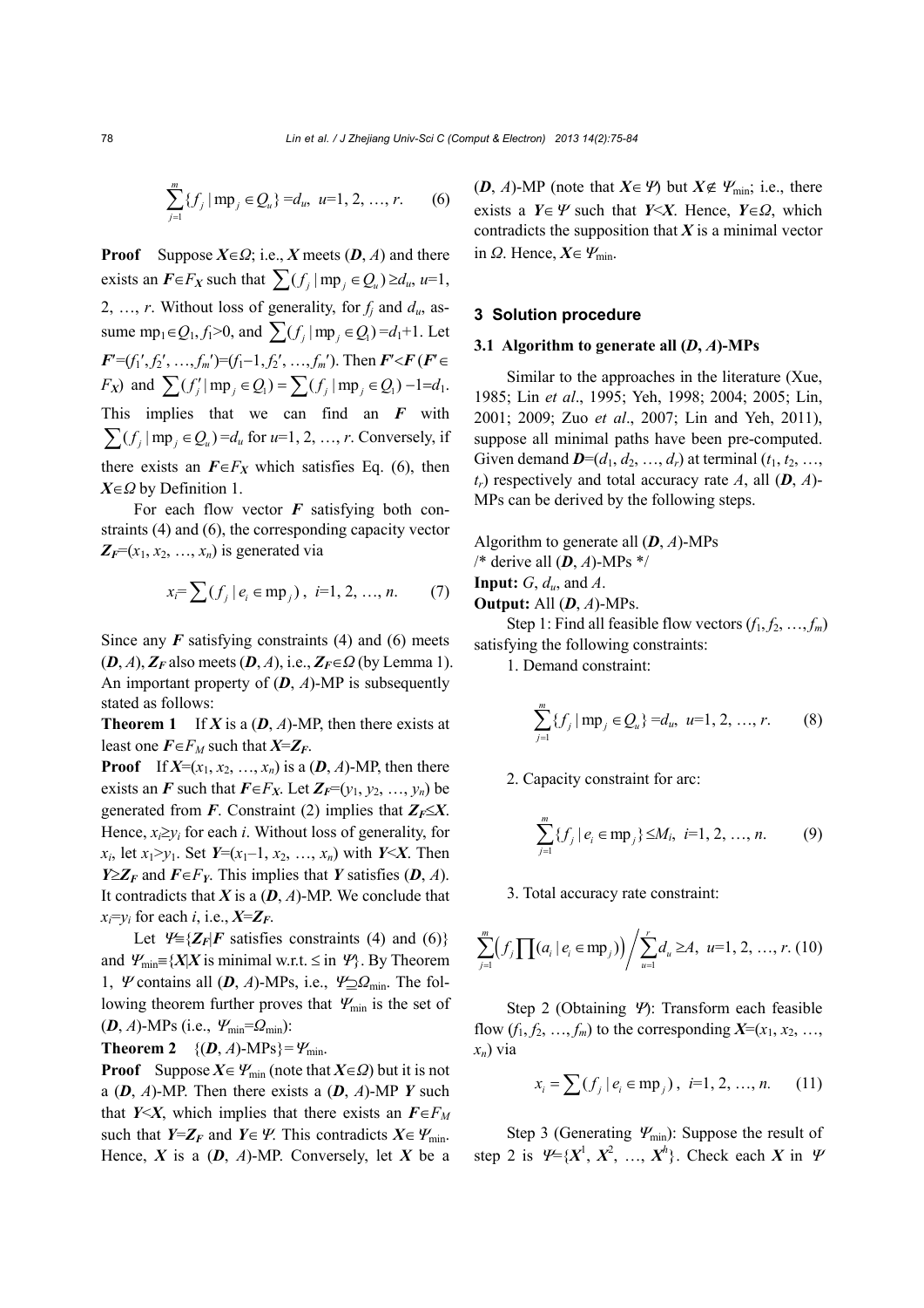$$\sum_{j=1}^{m}\{f_j \mid \text{mp}_j \in Q_u\} = d_u,\ u=1, 2, \ldots, r. \quad (6)$$

**Proof** Suppose $\boldsymbol{X}\in\Omega$; i.e., $\boldsymbol{X}$ meets $(\boldsymbol{D}, A)$ and there exists an $\boldsymbol{F}\in F_{\boldsymbol{X}}$ such that $\sum(f_j \mid \text{mp}_j \in Q_u) \geq d_u$, $u=1, 2, \ldots, r$. Without loss of generality, for $f_j$ and $d_u$, assume $\text{mp}_1\in Q_1$, $f_1>0$, and $\sum(f_j \mid \text{mp}_j \in Q_1) = d_1+1$. Let $\boldsymbol{F}'=(f_1', f_2', \ldots, f_m')=(f_1-1, f_2', \ldots, f_m')$. Then $\boldsymbol{F}'<\boldsymbol{F}$ ($\boldsymbol{F}'\in F_{\boldsymbol{X}}$) and $\sum(f_j' \mid \text{mp}_j \in Q_1) = \sum(f_j \mid \text{mp}_j \in Q_1) - 1 = d_1$. This implies that we can find an $\boldsymbol{F}$ with $\sum(f_j \mid \text{mp}_j \in Q_u) = d_u$ for $u=1, 2, \ldots, r$. Conversely, if there exists an $\boldsymbol{F}\in F_{\boldsymbol{X}}$ which satisfies Eq. (6), then $\boldsymbol{X}\in\Omega$ by Definition 1.

For each flow vector $\boldsymbol{F}$ satisfying both constraints (4) and (6), the corresponding capacity vector $\boldsymbol{Z_F}=(x_1, x_2, \ldots, x_n)$ is generated via

$$x_i = \sum(f_j \mid e_i \in \text{mp}_j),\ i=1, 2, \ldots, n. \quad (7)$$

Since any $\boldsymbol{F}$ satisfying constraints (4) and (6) meets $(\boldsymbol{D}, A)$, $\boldsymbol{Z_F}$ also meets $(\boldsymbol{D}, A)$, i.e., $\boldsymbol{Z_F}\in\Omega$ (by Lemma 1). An important property of $(\boldsymbol{D}, A)$-MP is subsequently stated as follows:

**Theorem 1** If $\boldsymbol{X}$ is a $(\boldsymbol{D}, A)$-MP, then there exists at least one $\boldsymbol{F}\in F_M$ such that $\boldsymbol{X}=\boldsymbol{Z_F}$.

**Proof** If $\boldsymbol{X}=(x_1, x_2, \ldots, x_n)$ is a $(\boldsymbol{D}, A)$-MP, then there exists an $\boldsymbol{F}$ such that $\boldsymbol{F}\in F_{\boldsymbol{X}}$. Let $\boldsymbol{Z_F}=(y_1, y_2, \ldots, y_n)$ be generated from $\boldsymbol{F}$. Constraint (2) implies that $\boldsymbol{Z_F}\leq\boldsymbol{X}$. Hence, $x_i\geq y_i$ for each $i$. Without loss of generality, for $x_i$, let $x_1>y_1$. Set $\boldsymbol{Y}=(x_1-1, x_2, \ldots, x_n)$ with $\boldsymbol{Y}<\boldsymbol{X}$. Then $\boldsymbol{Y}\geq\boldsymbol{Z_F}$ and $\boldsymbol{F}\in F_{\boldsymbol{Y}}$. This implies that $\boldsymbol{Y}$ satisfies $(\boldsymbol{D}, A)$. It contradicts that $\boldsymbol{X}$ is a $(\boldsymbol{D}, A)$-MP. We conclude that $x_i=y_i$ for each $i$, i.e., $\boldsymbol{X}=\boldsymbol{Z_F}$.

Let $\Psi\equiv\{\boldsymbol{Z_F} \mid \boldsymbol{F}$ satisfies constraints (4) and (6)$\}$ and $\Psi_{\min}\equiv\{\boldsymbol{X} \mid \boldsymbol{X}$ is minimal w.r.t. $\leq$ in $\Psi\}$. By Theorem 1, $\Psi$ contains all $(\boldsymbol{D}, A)$-MPs, i.e., $\Psi\supseteq\Omega_{\min}$. The following theorem further proves that $\Psi_{\min}$ is the set of $(\boldsymbol{D}, A)$-MPs (i.e., $\Psi_{\min}=\Omega_{\min}$):

**Theorem 2** $\{(\boldsymbol{D}, A)\text{-MPs}\}=\Psi_{\min}$.

**Proof** Suppose $\boldsymbol{X}\in\Psi_{\min}$ (note that $\boldsymbol{X}\in\Omega$) but it is not a $(\boldsymbol{D}, A)$-MP. Then there exists a $(\boldsymbol{D}, A)$-MP $\boldsymbol{Y}$ such that $\boldsymbol{Y}<\boldsymbol{X}$, which implies that there exists an $\boldsymbol{F}\in F_M$ such that $\boldsymbol{Y}=\boldsymbol{Z_F}$ and $\boldsymbol{Y}\in\Psi$. This contradicts $\boldsymbol{X}\in\Psi_{\min}$. Hence, $\boldsymbol{X}$ is a $(\boldsymbol{D}, A)$-MP. Conversely, let $\boldsymbol{X}$ be a $(\boldsymbol{D}, A)$-MP (note that $\boldsymbol{X}\in\Psi$) but $\boldsymbol{X}\notin\Psi_{\min}$; i.e., there exists a $\boldsymbol{Y}\in\Psi$ such that $\boldsymbol{Y}<\boldsymbol{X}$. Hence, $\boldsymbol{Y}\in\Omega$, which contradicts the supposition that $\boldsymbol{X}$ is a minimal vector in $\Omega$. Hence, $\boldsymbol{X}\in\Psi_{\min}$.

## 3 Solution procedure

### 3.1 Algorithm to generate all $(\boldsymbol{D}, A)$-MPs

Similar to the approaches in the literature (Xue, 1985; Lin *et al*., 1995; Yeh, 1998; 2004; 2005; Lin, 2001; 2009; Zuo *et al*., 2007; Lin and Yeh, 2011), suppose all minimal paths have been pre-computed. Given demand $\boldsymbol{D}=(d_1, d_2, \ldots, d_r)$ at terminal $(t_1, t_2, \ldots, t_r)$ respectively and total accuracy rate $A$, all $(\boldsymbol{D}, A)$-MPs can be derived by the following steps.

Algorithm to generate all $(\boldsymbol{D}, A)$-MPs
/* derive all $(\boldsymbol{D}, A)$-MPs */
**Input:** $G$, $d_u$, and $A$.
**Output:** All $(\boldsymbol{D}, A)$-MPs.

Step 1: Find all feasible flow vectors $(f_1, f_2, \ldots, f_m)$ satisfying the following constraints:

1. Demand constraint:

$$\sum_{j=1}^{m}\{f_j \mid \text{mp}_j \in Q_u\} = d_u,\ u=1, 2, \ldots, r. \quad (8)$$

2. Capacity constraint for arc:

$$\sum_{j=1}^{m}\{f_j \mid e_i \in \text{mp}_j\} \leq M_i,\ i=1, 2, \ldots, n. \quad (9)$$

3. Total accuracy rate constraint:

$$\sum_{j=1}^{m}\left(f_j \prod(a_i \mid e_i \in \text{mp}_j)\right) \Big/ \sum_{u=1}^{r} d_u \geq A,\ u=1, 2, \ldots, r. \quad (10)$$

Step 2 (Obtaining $\Psi$): Transform each feasible flow $(f_1, f_2, \ldots, f_m)$ to the corresponding $\boldsymbol{X}=(x_1, x_2, \ldots, x_n)$ via

$$x_i = \sum(f_j \mid e_i \in \text{mp}_j),\ i=1, 2, \ldots, n. \quad (11)$$

Step 3 (Generating $\Psi_{\min}$): Suppose the result of step 2 is $\Psi=\{\boldsymbol{X}^1, \boldsymbol{X}^2, \ldots, \boldsymbol{X}^h\}$. Check each $\boldsymbol{X}$ in $\Psi$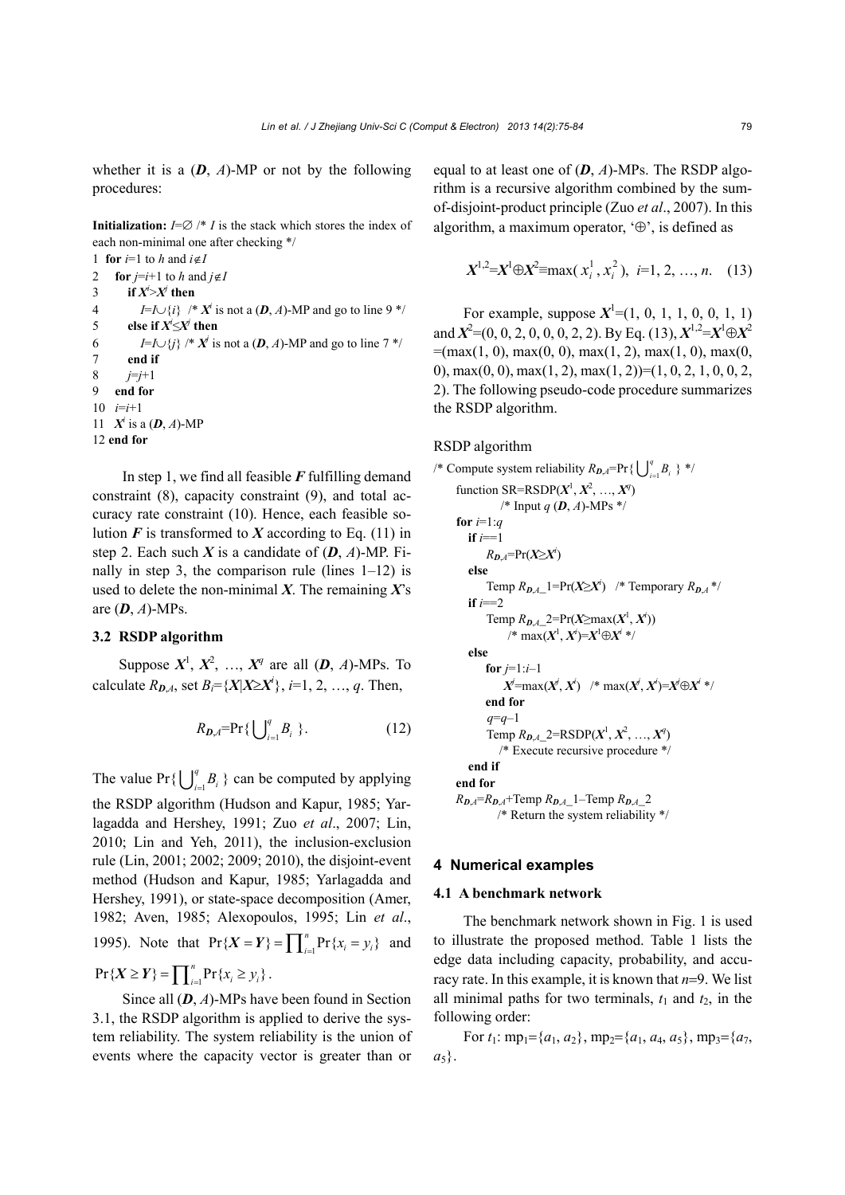whether it is a $(\boldsymbol{D}, A)$-MP or not by the following procedures:

```
Initialization: I=∅ /* I is the stack which stores the index of each non-minimal one after checking */
1  for i=1 to h and i∉I
2    for j=i+1 to h and j∉I
3      if X^i>X^j then
4        I=I∪{i}  /* X^i is not a (D, A)-MP and go to line 9 */
5      else if X^i≤X^j then
6        I=I∪{j} /* X^j is not a (D, A)-MP and go to line 7 */
7      end if
8      j=j+1
9    end for
10   i=i+1
11   X^i is a (D, A)-MP
12 end for
```

In step 1, we find all feasible $\boldsymbol{F}$ fulfilling demand constraint (8), capacity constraint (9), and total accuracy rate constraint (10). Hence, each feasible solution $\boldsymbol{F}$ is transformed to $\boldsymbol{X}$ according to Eq. (11) in step 2. Each such $\boldsymbol{X}$ is a candidate of $(\boldsymbol{D}, A)$-MP. Finally in step 3, the comparison rule (lines 1–12) is used to delete the non-minimal $\boldsymbol{X}$. The remaining $\boldsymbol{X}$'s are $(\boldsymbol{D}, A)$-MPs.

### 3.2 RSDP algorithm

Suppose $\boldsymbol{X}^1, \boldsymbol{X}^2, \ldots, \boldsymbol{X}^q$ are all $(\boldsymbol{D}, A)$-MPs. To calculate $R_{\boldsymbol{D},A}$, set $B_i=\{\boldsymbol{X}|\boldsymbol{X}\geq\boldsymbol{X}^i\}$, $i=1, 2, \ldots, q$. Then,

$$R_{\boldsymbol{D},A}=\Pr\{\textstyle\bigcup_{i=1}^{q}B_i\}. \quad (12)$$

The value $\Pr\{\bigcup_{i=1}^{q}B_i\}$ can be computed by applying the RSDP algorithm (Hudson and Kapur, 1985; Yarlagadda and Hershey, 1991; Zuo *et al*., 2007; Lin, 2010; Lin and Yeh, 2011), the inclusion-exclusion rule (Lin, 2001; 2002; 2009; 2010), the disjoint-event method (Hudson and Kapur, 1985; Yarlagadda and Hershey, 1991), or state-space decomposition (Amer, 1982; Aven, 1985; Alexopoulos, 1995; Lin *et al*., 1995). Note that $\Pr\{\boldsymbol{X}=\boldsymbol{Y}\}=\prod_{i=1}^{n}\Pr\{x_i=y_i\}$ and $\Pr\{\boldsymbol{X}\geq\boldsymbol{Y}\}=\prod_{i=1}^{n}\Pr\{x_i\geq y_i\}$.

Since all $(\boldsymbol{D}, A)$-MPs have been found in Section 3.1, the RSDP algorithm is applied to derive the system reliability. The system reliability is the union of events where the capacity vector is greater than or equal to at least one of $(\boldsymbol{D}, A)$-MPs. The RSDP algorithm is a recursive algorithm combined by the sum-of-disjoint-product principle (Zuo *et al*., 2007). In this algorithm, a maximum operator, '⊕', is defined as

$$\boldsymbol{X}^{1,2}=\boldsymbol{X}^1\oplus\boldsymbol{X}^2\equiv\max(x_i^1, x_i^2),\ i=1, 2, \ldots, n. \quad (13)$$

For example, suppose $\boldsymbol{X}^1=(1, 0, 1, 1, 0, 0, 1, 1)$ and $\boldsymbol{X}^2=(0, 0, 2, 0, 0, 0, 2, 2)$. By Eq. (13), $\boldsymbol{X}^{1,2}=\boldsymbol{X}^1\oplus\boldsymbol{X}^2$ =(max(1, 0), max(0, 0), max(1, 2), max(1, 0), max(0, 0), max(0, 0), max(1, 2), max(1, 2))=(1, 0, 2, 1, 0, 0, 2, 2). The following pseudo-code procedure summarizes the RSDP algorithm.

RSDP algorithm

```
/* Compute system reliability R_{D,A}=Pr{∪_{i=1}^{q} B_i} */
  function SR=RSDP(X^1, X^2, …, X^q)
        /* Input q (D, A)-MPs */
  for i=1:q
    if i==1
       R_{D,A}=Pr(X≥X^i)
    else
       Temp R_{D,A}_1=Pr(X≥X^i)   /* Temporary R_{D,A} */
    if i==2
       Temp R_{D,A}_2=Pr(X≥max(X^1, X^i))
          /* max(X^1, X^i)=X^1⊕X^i */
    else
       for j=1:i–1
          X^j=max(X^j, X^i)   /* max(X^j, X^i)=X^j⊕X^i */
       end for
       q=q–1
       Temp R_{D,A}_2=RSDP(X^1, X^2, …, X^q)
         /* Execute recursive procedure */
    end if
  end for
  R_{D,A}=R_{D,A}+Temp R_{D,A}_1–Temp R_{D,A}_2
        /* Return the system reliability */
```

## 4 Numerical examples

### 4.1 A benchmark network

The benchmark network shown in Fig. 1 is used to illustrate the proposed method. Table 1 lists the edge data including capacity, probability, and accuracy rate. In this example, it is known that $n$=9. We list all minimal paths for two terminals, $t_1$ and $t_2$, in the following order:

For $t_1$: $\text{mp}_1=\{a_1, a_2\}$, $\text{mp}_2=\{a_1, a_4, a_5\}$, $\text{mp}_3=\{a_7, a_5\}$.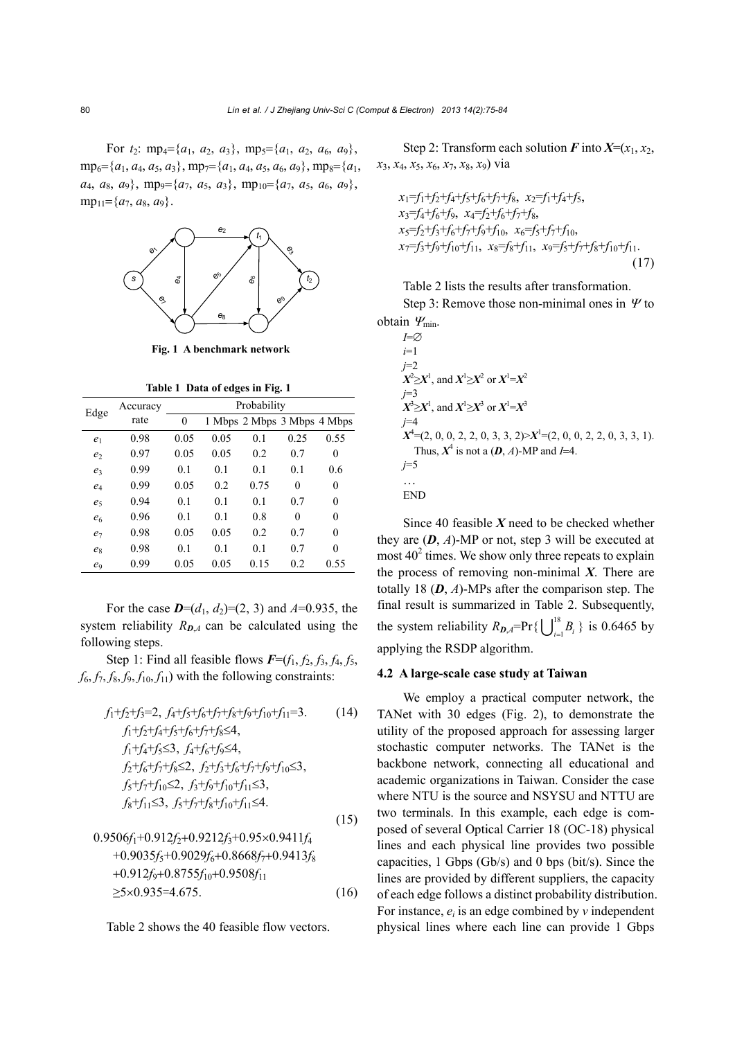For $t_2$: $mp_4=\{a_1, a_2, a_3\}$, $mp_5=\{a_1, a_2, a_6, a_9\}$, $mp_6=\{a_1, a_4, a_5, a_3\}$, $mp_7=\{a_1, a_4, a_5, a_6, a_9\}$, $mp_8=\{a_1, a_4, a_8, a_9\}$, $mp_9=\{a_7, a_5, a_3\}$, $mp_{10}=\{a_7, a_5, a_6, a_9\}$, $mp_{11}=\{a_7, a_8, a_9\}$.

**Fig. 1 A benchmark network**

**Table 1 Data of edges in Fig. 1**

| Edge | Accuracy rate | Probability | | | | |
|---|---|---|---|---|---|---|
| | | 0 | 1 Mbps | 2 Mbps | 3 Mbps | 4 Mbps |
| $e_1$ | 0.98 | 0.05 | 0.05 | 0.1 | 0.25 | 0.55 |
| $e_2$ | 0.97 | 0.05 | 0.05 | 0.2 | 0.7 | 0 |
| $e_3$ | 0.99 | 0.1 | 0.1 | 0.1 | 0.1 | 0.6 |
| $e_4$ | 0.99 | 0.05 | 0.2 | 0.75 | 0 | 0 |
| $e_5$ | 0.94 | 0.1 | 0.1 | 0.1 | 0.7 | 0 |
| $e_6$ | 0.96 | 0.1 | 0.1 | 0.8 | 0 | 0 |
| $e_7$ | 0.98 | 0.05 | 0.05 | 0.2 | 0.7 | 0 |
| $e_8$ | 0.98 | 0.1 | 0.1 | 0.1 | 0.7 | 0 |
| $e_9$ | 0.99 | 0.05 | 0.05 | 0.15 | 0.2 | 0.55 |

For the case $\boldsymbol{D}=(d_1, d_2)=(2, 3)$ and $A=0.935$, the system reliability $R_{\boldsymbol{D},A}$ can be calculated using the following steps.

Step 1: Find all feasible flows $\boldsymbol{F}=(f_1, f_2, f_3, f_4, f_5, f_6, f_7, f_8, f_9, f_{10}, f_{11})$ with the following constraints:

$$f_1+f_2+f_3=2,\ f_4+f_5+f_6+f_7+f_8+f_9+f_{10}+f_{11}=3. \quad (14)$$

$$\begin{aligned}&f_1+f_2+f_4+f_5+f_6+f_7+f_8\le 4,\\ &f_1+f_4+f_5\le 3,\ f_4+f_6+f_9\le 4,\\ &f_2+f_6+f_7+f_8\le 2,\ f_2+f_3+f_6+f_7+f_9+f_{10}\le 3,\\ &f_5+f_7+f_{10}\le 2,\ f_3+f_9+f_{10}+f_{11}\le 3,\\ &f_8+f_{11}\le 3,\ f_5+f_7+f_8+f_{10}+f_{11}\le 4.\end{aligned} \quad (15)$$

$$\begin{aligned}&0.9506f_1+0.912f_2+0.9212f_3+0.95\times 0.9411f_4\\ &+0.9035f_5+0.9029f_6+0.8668f_7+0.9413f_8\\ &+0.912f_9+0.8755f_{10}+0.9508f_{11}\\ &\ge 5\times 0.935=4.675.\end{aligned} \quad (16)$$

Table 2 shows the 40 feasible flow vectors.

Step 2: Transform each solution $\boldsymbol{F}$ into $\boldsymbol{X}=(x_1, x_2, x_3, x_4, x_5, x_6, x_7, x_8, x_9)$ via

$$\begin{aligned}&x_1=f_1+f_2+f_4+f_5+f_6+f_7+f_8,\ x_2=f_1+f_4+f_5,\\ &x_3=f_4+f_6+f_9,\ x_4=f_2+f_6+f_7+f_8,\\ &x_5=f_2+f_3+f_6+f_7+f_9+f_{10},\ x_6=f_5+f_7+f_{10},\\ &x_7=f_3+f_9+f_{10}+f_{11},\ x_8=f_8+f_{11},\ x_9=f_5+f_7+f_8+f_{10}+f_{11}.\end{aligned} \quad (17)$$

Table 2 lists the results after transformation.

Step 3: Remove those non-minimal ones in $\Psi$ to obtain $\Psi_{\min}$.

$I=\varnothing$
$i=1$
$j=2$
$\boldsymbol{X}^2\ge\boldsymbol{X}^1$, and $\boldsymbol{X}^1\ge\boldsymbol{X}^2$ or $\boldsymbol{X}^1=\boldsymbol{X}^2$
$j=3$
$\boldsymbol{X}^3\ge\boldsymbol{X}^1$, and $\boldsymbol{X}^1\ge\boldsymbol{X}^3$ or $\boldsymbol{X}^1=\boldsymbol{X}^3$
$j=4$
$\boldsymbol{X}^4=(2, 0, 0, 2, 2, 0, 3, 3, 2)>\boldsymbol{X}^1=(2, 0, 0, 2, 2, 0, 3, 3, 1)$.
Thus, $\boldsymbol{X}^4$ is not a $(\boldsymbol{D}, A)$-MP and $I=4$.
$j=5$
…
END

Since 40 feasible $\boldsymbol{X}$ need to be checked whether they are $(\boldsymbol{D}, A)$-MP or not, step 3 will be executed at most $40^2$ times. We show only three repeats to explain the process of removing non-minimal $\boldsymbol{X}$. There are totally 18 $(\boldsymbol{D}, A)$-MPs after the comparison step. The final result is summarized in Table 2. Subsequently, the system reliability $R_{\boldsymbol{D},A}=\Pr\{\bigcup_{i=1}^{18} B_i\}$ is 0.6465 by applying the RSDP algorithm.

### 4.2 A large-scale case study at Taiwan

We employ a practical computer network, the TANet with 30 edges (Fig. 2), to demonstrate the utility of the proposed approach for assessing larger stochastic computer networks. The TANet is the backbone network, connecting all educational and academic organizations in Taiwan. Consider the case where NTU is the source and NSYSU and NTTU are two terminals. In this example, each edge is composed of several Optical Carrier 18 (OC-18) physical lines and each physical line provides two possible capacities, 1 Gbps (Gb/s) and 0 bps (bit/s). Since the lines are provided by different suppliers, the capacity of each edge follows a distinct probability distribution. For instance, $e_i$ is an edge combined by $v$ independent physical lines where each line can provide 1 Gbps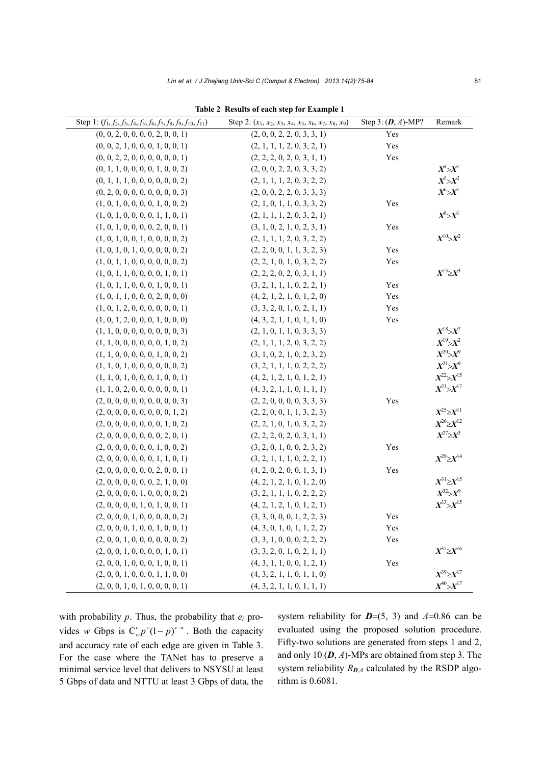**Table 2 Results of each step for Example 1**

| Step 1: ($f_1$, $f_2$, $f_3$, $f_4$, $f_5$, $f_6$, $f_7$, $f_8$, $f_9$, $f_{10}$, $f_{11}$) | Step 2: ($x_1$, $x_2$, $x_3$, $x_4$, $x_5$, $x_6$, $x_7$, $x_8$, $x_9$) | Step 3: ($\boldsymbol{D}$, $A$)-MP? | Remark |
|---|---|---|---|
| (0, 0, 2, 0, 0, 0, 0, 2, 0, 0, 1) | (2, 0, 0, 2, 2, 0, 3, 3, 1) | Yes | |
| (0, 0, 2, 1, 0, 0, 0, 1, 0, 0, 1) | (2, 1, 1, 1, 2, 0, 3, 2, 1) | Yes | |
| (0, 0, 2, 2, 0, 0, 0, 0, 0, 0, 1) | (2, 2, 2, 0, 2, 0, 3, 1, 1) | Yes | |
| (0, 1, 1, 0, 0, 0, 0, 1, 0, 0, 2) | (2, 0, 0, 2, 2, 0, 3, 3, 2) | | $\boldsymbol{X}^4 > \boldsymbol{X}^1$ |
| (0, 1, 1, 1, 0, 0, 0, 0, 0, 0, 2) | (2, 1, 1, 1, 2, 0, 3, 2, 2) | | $\boldsymbol{X}^5 > \boldsymbol{X}^2$ |
| (0, 2, 0, 0, 0, 0, 0, 0, 0, 0, 3) | (2, 0, 0, 2, 2, 0, 3, 3, 3) | | $\boldsymbol{X}^6 > \boldsymbol{X}^1$ |
| (1, 0, 1, 0, 0, 0, 0, 1, 0, 0, 2) | (2, 1, 0, 1, 1, 0, 3, 3, 2) | Yes | |
| (1, 0, 1, 0, 0, 0, 0, 1, 1, 0, 1) | (2, 1, 1, 1, 2, 0, 3, 2, 1) | | $\boldsymbol{X}^8 > \boldsymbol{X}^1$ |
| (1, 0, 1, 0, 0, 0, 0, 2, 0, 0, 1) | (3, 1, 0, 2, 1, 0, 2, 3, 1) | Yes | |
| (1, 0, 1, 0, 0, 1, 0, 0, 0, 0, 2) | (2, 1, 1, 1, 2, 0, 3, 2, 2) | | $\boldsymbol{X}^{10} > \boldsymbol{X}^2$ |
| (1, 0, 1, 0, 1, 0, 0, 0, 0, 0, 2) | (2, 2, 0, 0, 1, 1, 3, 2, 3) | Yes | |
| (1, 0, 1, 1, 0, 0, 0, 0, 0, 0, 2) | (2, 2, 1, 0, 1, 0, 3, 2, 2) | Yes | |
| (1, 0, 1, 1, 0, 0, 0, 0, 1, 0, 1) | (2, 2, 2, 0, 2, 0, 3, 1, 1) | | $\boldsymbol{X}^{13} \geq \boldsymbol{X}^3$ |
| (1, 0, 1, 1, 0, 0, 0, 1, 0, 0, 1) | (3, 2, 1, 1, 1, 0, 2, 2, 1) | Yes | |
| (1, 0, 1, 1, 0, 0, 0, 2, 0, 0, 0) | (4, 2, 1, 2, 1, 0, 1, 2, 0) | Yes | |
| (1, 0, 1, 2, 0, 0, 0, 0, 0, 0, 1) | (3, 3, 2, 0, 1, 0, 2, 1, 1) | Yes | |
| (1, 0, 1, 2, 0, 0, 0, 1, 0, 0, 0) | (4, 3, 2, 1, 1, 0, 1, 1, 0) | Yes | |
| (1, 1, 0, 0, 0, 0, 0, 0, 0, 0, 3) | (2, 1, 0, 1, 1, 0, 3, 3, 3) | | $\boldsymbol{X}^{18} > \boldsymbol{X}^7$ |
| (1, 1, 0, 0, 0, 0, 0, 0, 1, 0, 2) | (2, 1, 1, 1, 2, 0, 3, 2, 2) | | $\boldsymbol{X}^{19} > \boldsymbol{X}^2$ |
| (1, 1, 0, 0, 0, 0, 0, 1, 0, 0, 2) | (3, 1, 0, 2, 1, 0, 2, 3, 2) | | $\boldsymbol{X}^{20} > \boldsymbol{X}^9$ |
| (1, 1, 0, 1, 0, 0, 0, 0, 0, 0, 2) | (3, 2, 1, 1, 1, 0, 2, 2, 2) | | $\boldsymbol{X}^{21} > \boldsymbol{X}^9$ |
| (1, 1, 0, 1, 0, 0, 0, 1, 0, 0, 1) | (4, 2, 1, 2, 1, 0, 1, 2, 1) | | $\boldsymbol{X}^{22} > \boldsymbol{X}^{15}$ |
| (1, 1, 0, 2, 0, 0, 0, 0, 0, 0, 1) | (4, 3, 2, 1, 1, 0, 1, 1, 1) | | $\boldsymbol{X}^{23} > \boldsymbol{X}^{17}$ |
| (2, 0, 0, 0, 0, 0, 0, 0, 0, 0, 3) | (2, 2, 0, 0, 0, 0, 3, 3, 3) | Yes | |
| (2, 0, 0, 0, 0, 0, 0, 0, 0, 1, 2) | (2, 2, 0, 0, 1, 1, 3, 2, 3) | | $\boldsymbol{X}^{25} \geq \boldsymbol{X}^{11}$ |
| (2, 0, 0, 0, 0, 0, 0, 0, 1, 0, 2) | (2, 2, 1, 0, 1, 0, 3, 2, 2) | | $\boldsymbol{X}^{26} \geq \boldsymbol{X}^{12}$ |
| (2, 0, 0, 0, 0, 0, 0, 0, 2, 0, 1) | (2, 2, 2, 0, 2, 0, 3, 1, 1) | | $\boldsymbol{X}^{27} \geq \boldsymbol{X}^3$ |
| (2, 0, 0, 0, 0, 0, 0, 1, 0, 0, 2) | (3, 2, 0, 1, 0, 0, 2, 3, 2) | Yes | |
| (2, 0, 0, 0, 0, 0, 0, 1, 1, 0, 1) | (3, 2, 1, 1, 1, 0, 2, 2, 1) | | $\boldsymbol{X}^{29} \geq \boldsymbol{X}^{14}$ |
| (2, 0, 0, 0, 0, 0, 0, 2, 0, 0, 1) | (4, 2, 0, 2, 0, 0, 1, 3, 1) | Yes | |
| (2, 0, 0, 0, 0, 0, 0, 2, 1, 0, 0) | (4, 2, 1, 2, 1, 0, 1, 2, 0) | | $\boldsymbol{X}^{31} \geq \boldsymbol{X}^{15}$ |
| (2, 0, 0, 0, 0, 1, 0, 0, 0, 0, 2) | (3, 2, 1, 1, 1, 0, 2, 2, 2) | | $\boldsymbol{X}^{32} > \boldsymbol{X}^9$ |
| (2, 0, 0, 0, 0, 1, 0, 1, 0, 0, 1) | (4, 2, 1, 2, 1, 0, 1, 2, 1) | | $\boldsymbol{X}^{33} > \boldsymbol{X}^{15}$ |
| (2, 0, 0, 0, 1, 0, 0, 0, 0, 0, 2) | (3, 3, 0, 0, 0, 1, 2, 2, 3) | Yes | |
| (2, 0, 0, 0, 1, 0, 0, 1, 0, 0, 1) | (4, 3, 0, 1, 0, 1, 1, 2, 2) | Yes | |
| (2, 0, 0, 1, 0, 0, 0, 0, 0, 0, 2) | (3, 3, 1, 0, 0, 0, 2, 2, 2) | Yes | |
| (2, 0, 0, 1, 0, 0, 0, 0, 1, 0, 1) | (3, 3, 2, 0, 1, 0, 2, 1, 1) | | $\boldsymbol{X}^{37} \geq \boldsymbol{X}^{16}$ |
| (2, 0, 0, 1, 0, 0, 0, 1, 0, 0, 1) | (4, 3, 1, 1, 0, 0, 1, 2, 1) | Yes | |
| (2, 0, 0, 1, 0, 0, 0, 1, 1, 0, 0) | (4, 3, 2, 1, 1, 0, 1, 1, 0) | | $\boldsymbol{X}^{39} \geq \boldsymbol{X}^{17}$ |
| (2, 0, 0, 1, 0, 1, 0, 0, 0, 0, 1) | (4, 3, 2, 1, 1, 0, 1, 1, 1) | | $\boldsymbol{X}^{40} > \boldsymbol{X}^{17}$ |

with probability $p$. Thus, the probability that $e_i$ provides $w$ Gbps is $C_w^v p^v (1-p)^{v-w}$. Both the capacity and accuracy rate of each edge are given in Table 3. For the case where the TANet has to preserve a minimal service level that delivers to NSYSU at least 5 Gbps of data and NTTU at least 3 Gbps of data, the system reliability for $\boldsymbol{D}$=(5, 3) and $A$=0.86 can be evaluated using the proposed solution procedure. Fifty-two solutions are generated from steps 1 and 2, and only 10 ($\boldsymbol{D}$, $A$)-MPs are obtained from step 3. The system reliability $R_{\boldsymbol{D},A}$ calculated by the RSDP algorithm is 0.6081.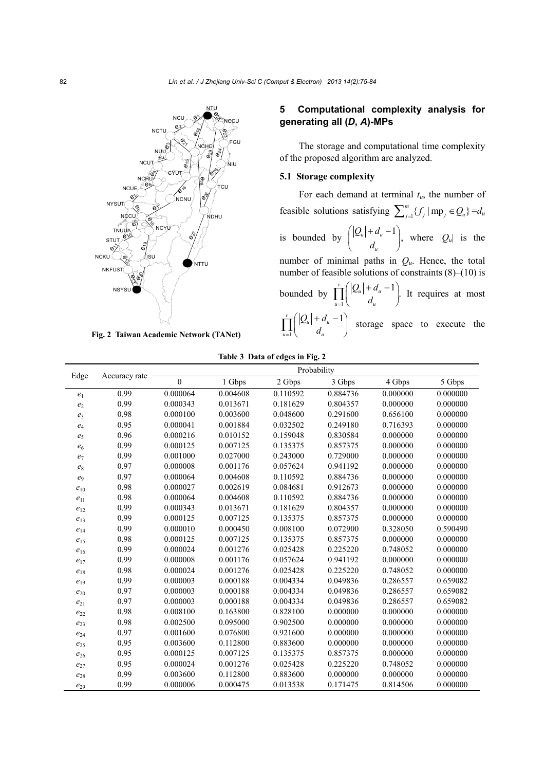Fig. 2 Taiwan Academic Network (TANet)

## 5 Computational complexity analysis for generating all (*D*, *A*)-MPs

The storage and computational time complexity of the proposed algorithm are analyzed.

### 5.1 Storage complexity

For each demand at terminal $t_u$, the number of feasible solutions satisfying $\sum_{j=1}^{m}\{f_j \mid \text{mp}_j \in Q_u\}=d_u$ is bounded by $\binom{|Q_u|+d_u-1}{d_u}$, where $|Q_u|$ is the number of minimal paths in $Q_u$. Hence, the total number of feasible solutions of constraints (8)–(10) is bounded by $\prod_{u=1}^{r}\binom{|Q_u|+d_u-1}{d_u}$. It requires at most $\prod_{u=1}^{r}\binom{|Q_u|+d_u-1}{d_u}$ storage space to execute the

**Table 3 Data of edges in Fig. 2**

| Edge | Accuracy rate | Probability | | | | | |
|---|---|---|---|---|---|---|---|
| | | 0 | 1 Gbps | 2 Gbps | 3 Gbps | 4 Gbps | 5 Gbps |
| $e_1$ | 0.99 | 0.000064 | 0.004608 | 0.110592 | 0.884736 | 0.000000 | 0.000000 |
| $e_2$ | 0.99 | 0.000343 | 0.013671 | 0.181629 | 0.804357 | 0.000000 | 0.000000 |
| $e_3$ | 0.98 | 0.000100 | 0.003600 | 0.048600 | 0.291600 | 0.656100 | 0.000000 |
| $e_4$ | 0.95 | 0.000041 | 0.001884 | 0.032502 | 0.249180 | 0.716393 | 0.000000 |
| $e_5$ | 0.96 | 0.000216 | 0.010152 | 0.159048 | 0.830584 | 0.000000 | 0.000000 |
| $e_6$ | 0.99 | 0.000125 | 0.007125 | 0.135375 | 0.857375 | 0.000000 | 0.000000 |
| $e_7$ | 0.99 | 0.001000 | 0.027000 | 0.243000 | 0.729000 | 0.000000 | 0.000000 |
| $e_8$ | 0.97 | 0.000008 | 0.001176 | 0.057624 | 0.941192 | 0.000000 | 0.000000 |
| $e_9$ | 0.97 | 0.000064 | 0.004608 | 0.110592 | 0.884736 | 0.000000 | 0.000000 |
| $e_{10}$ | 0.98 | 0.000027 | 0.002619 | 0.084681 | 0.912673 | 0.000000 | 0.000000 |
| $e_{11}$ | 0.98 | 0.000064 | 0.004608 | 0.110592 | 0.884736 | 0.000000 | 0.000000 |
| $e_{12}$ | 0.99 | 0.000343 | 0.013671 | 0.181629 | 0.804357 | 0.000000 | 0.000000 |
| $e_{13}$ | 0.99 | 0.000125 | 0.007125 | 0.135375 | 0.857375 | 0.000000 | 0.000000 |
| $e_{14}$ | 0.99 | 0.000010 | 0.000450 | 0.008100 | 0.072900 | 0.328050 | 0.590490 |
| $e_{15}$ | 0.98 | 0.000125 | 0.007125 | 0.135375 | 0.857375 | 0.000000 | 0.000000 |
| $e_{16}$ | 0.99 | 0.000024 | 0.001276 | 0.025428 | 0.225220 | 0.748052 | 0.000000 |
| $e_{17}$ | 0.99 | 0.000008 | 0.001176 | 0.057624 | 0.941192 | 0.000000 | 0.000000 |
| $e_{18}$ | 0.98 | 0.000024 | 0.001276 | 0.025428 | 0.225220 | 0.748052 | 0.000000 |
| $e_{19}$ | 0.99 | 0.000003 | 0.000188 | 0.004334 | 0.049836 | 0.286557 | 0.659082 |
| $e_{20}$ | 0.97 | 0.000003 | 0.000188 | 0.004334 | 0.049836 | 0.286557 | 0.659082 |
| $e_{21}$ | 0.97 | 0.000003 | 0.000188 | 0.004334 | 0.049836 | 0.286557 | 0.659082 |
| $e_{22}$ | 0.98 | 0.008100 | 0.163800 | 0.828100 | 0.000000 | 0.000000 | 0.000000 |
| $e_{23}$ | 0.98 | 0.002500 | 0.095000 | 0.902500 | 0.000000 | 0.000000 | 0.000000 |
| $e_{24}$ | 0.97 | 0.001600 | 0.076800 | 0.921600 | 0.000000 | 0.000000 | 0.000000 |
| $e_{25}$ | 0.95 | 0.003600 | 0.112800 | 0.883600 | 0.000000 | 0.000000 | 0.000000 |
| $e_{26}$ | 0.95 | 0.000125 | 0.007125 | 0.135375 | 0.857375 | 0.000000 | 0.000000 |
| $e_{27}$ | 0.95 | 0.000024 | 0.001276 | 0.025428 | 0.225220 | 0.748052 | 0.000000 |
| $e_{28}$ | 0.99 | 0.003600 | 0.112800 | 0.883600 | 0.000000 | 0.000000 | 0.000000 |
| $e_{29}$ | 0.99 | 0.000006 | 0.000475 | 0.013538 | 0.171475 | 0.814506 | 0.000000 |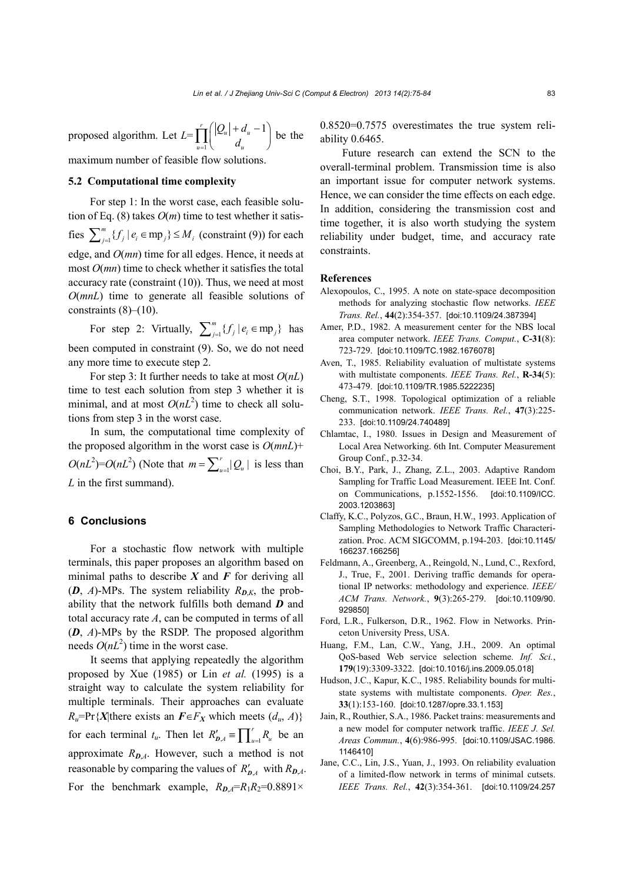proposed algorithm. Let $L=\prod_{u=1}^{r}\binom{|Q_u|+d_u-1}{d_u}$ be the maximum number of feasible flow solutions.

### 5.2 Computational time complexity

For step 1: In the worst case, each feasible solution of Eq. (8) takes $O(m)$ time to test whether it satisfies $\sum_{j=1}^{m}\{f_j \mid e_i \in \mathrm{mp}_j\} \le M_i$ (constraint (9)) for each edge, and $O(mn)$ time for all edges. Hence, it needs at most $O(mn)$ time to check whether it satisfies the total accuracy rate (constraint (10)). Thus, we need at most $O(mnL)$ time to generate all feasible solutions of constraints (8)–(10).

For step 2: Virtually, $\sum_{j=1}^{m}\{f_j \mid e_i \in \mathrm{mp}_j\}$ has been computed in constraint (9). So, we do not need any more time to execute step 2.

For step 3: It further needs to take at most $O(nL)$ time to test each solution from step 3 whether it is minimal, and at most $O(nL^2)$ time to check all solutions from step 3 in the worst case.

In sum, the computational time complexity of the proposed algorithm in the worst case is $O(mnL)+O(nL^2)=O(nL^2)$ (Note that $m=\sum_{u=1}^{r}|Q_u|$ is less than $L$ in the first summand).

## 6 Conclusions

For a stochastic flow network with multiple terminals, this paper proposes an algorithm based on minimal paths to describe $\boldsymbol{X}$ and $\boldsymbol{F}$ for deriving all ($\boldsymbol{D}$, $A$)-MPs. The system reliability $R_{\boldsymbol{D},K}$, the probability that the network fulfills both demand $\boldsymbol{D}$ and total accuracy rate $A$, can be computed in terms of all ($\boldsymbol{D}$, $A$)-MPs by the RSDP. The proposed algorithm needs $O(nL^2)$ time in the worst case.

It seems that applying repeatedly the algorithm proposed by Xue (1985) or Lin *et al.* (1995) is a straight way to calculate the system reliability for multiple terminals. Their approaches can evaluate $R_u=\Pr\{\boldsymbol{X}$|there exists an $\boldsymbol{F}\in F_{\boldsymbol{X}}$ which meets $(d_u, A)\}$ for each terminal $t_u$. Then let $R'_{\boldsymbol{D},A}\equiv\prod_{u=1}^{r}R_u$ be an approximate $R_{\boldsymbol{D},A}$. However, such a method is not reasonable by comparing the values of $R'_{\boldsymbol{D},A}$ with $R_{\boldsymbol{D},A}$. For the benchmark example, $R_{\boldsymbol{D},A}=R_1R_2=0.8891\times0.8520=0.7575$ overestimates the true system reliability 0.6465.

Future research can extend the SCN to the overall-terminal problem. Transmission time is also an important issue for computer network systems. Hence, we can consider the time effects on each edge. In addition, considering the transmission cost and time together, it is also worth studying the system reliability under budget, time, and accuracy rate constraints.

## References

Alexopoulos, C., 1995. A note on state-space decomposition methods for analyzing stochastic flow networks. *IEEE Trans. Rel.*, **44**(2):354-357. [doi:10.1109/24.387394]

Amer, P.D., 1982. A measurement center for the NBS local area computer network. *IEEE Trans. Comput.*, **C-31**(8): 723-729. [doi:10.1109/TC.1982.1676078]

Aven, T., 1985. Reliability evaluation of multistate systems with multistate components. *IEEE Trans. Rel.*, **R-34**(5): 473-479. [doi:10.1109/TR.1985.5222235]

Cheng, S.T., 1998. Topological optimization of a reliable communication network. *IEEE Trans. Rel.*, **47**(3):225-233. [doi:10.1109/24.740489]

Chlamtac, I., 1980. Issues in Design and Measurement of Local Area Networking. 6th Int. Computer Measurement Group Conf., p.32-34.

Choi, B.Y., Park, J., Zhang, Z.L., 2003. Adaptive Random Sampling for Traffic Load Measurement. IEEE Int. Conf. on Communications, p.1552-1556. [doi:10.1109/ICC.2003.1203863]

Claffy, K.C., Polyzos, G.C., Braun, H.W., 1993. Application of Sampling Methodologies to Network Traffic Characterization. Proc. ACM SIGCOMM, p.194-203. [doi:10.1145/166237.166256]

Feldmann, A., Greenberg, A., Reingold, N., Lund, C., Rexford, J., True, F., 2001. Deriving traffic demands for operational IP networks: methodology and experience. *IEEE/ACM Trans. Network.*, **9**(3):265-279. [doi:10.1109/90.929850]

Ford, L.R., Fulkerson, D.R., 1962. Flow in Networks. Princeton University Press, USA.

Huang, F.M., Lan, C.W., Yang, J.H., 2009. An optimal QoS-based Web service selection scheme. *Inf. Sci.*, **179**(19):3309-3322. [doi:10.1016/j.ins.2009.05.018]

Hudson, J.C., Kapur, K.C., 1985. Reliability bounds for multistate systems with multistate components. *Oper. Res.*, **33**(1):153-160. [doi:10.1287/opre.33.1.153]

Jain, R., Routhier, S.A., 1986. Packet trains: measurements and a new model for computer network traffic. *IEEE J. Sel. Areas Commun.*, **4**(6):986-995. [doi:10.1109/JSAC.1986.1146410]

Jane, C.C., Lin, J.S., Yuan, J., 1993. On reliability evaluation of a limited-flow network in terms of minimal cutsets. *IEEE Trans. Rel.*, **42**(3):354-361. [doi:10.1109/24.257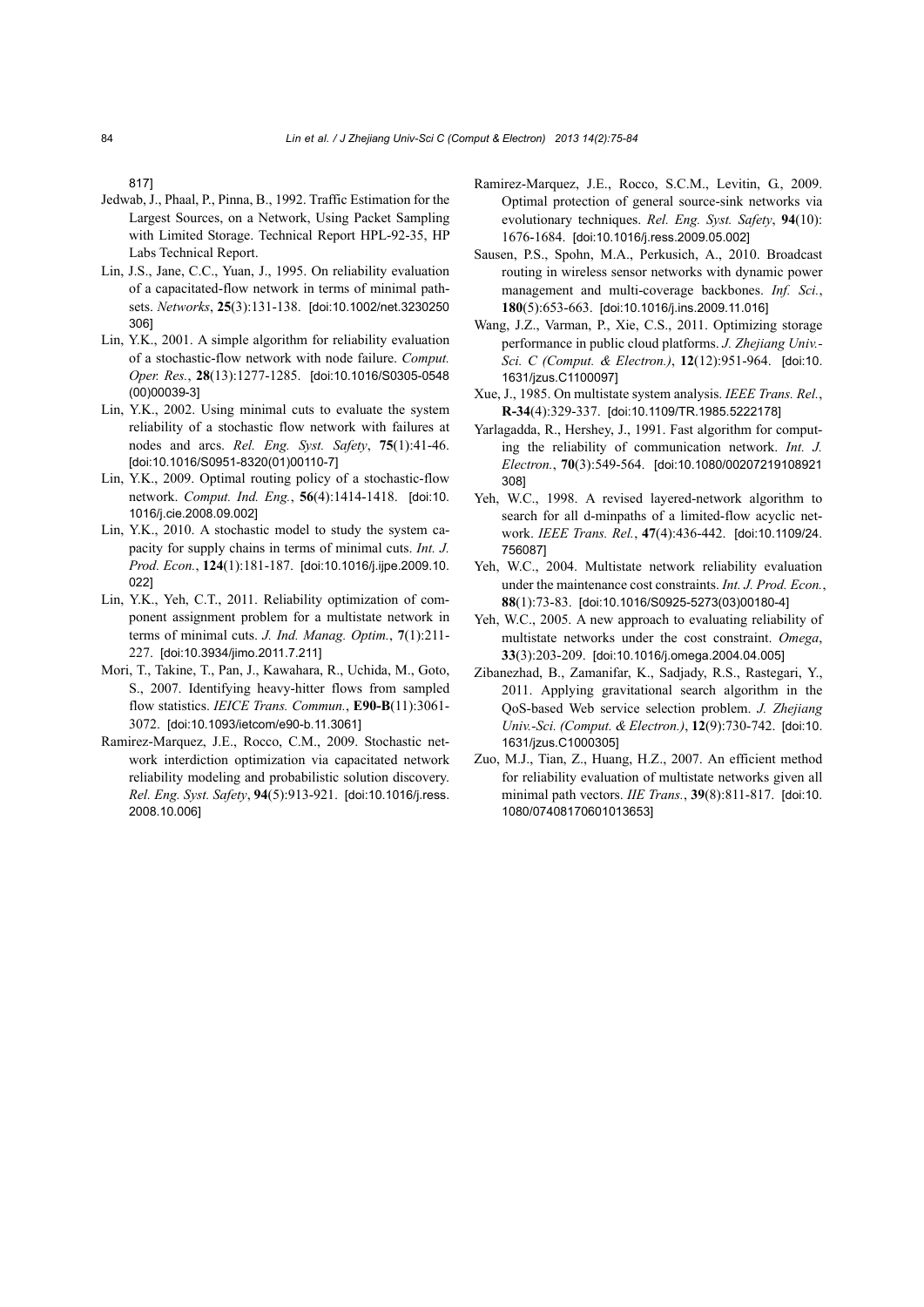817]

Jedwab, J., Phaal, P., Pinna, B., 1992. Traffic Estimation for the Largest Sources, on a Network, Using Packet Sampling with Limited Storage. Technical Report HPL-92-35, HP Labs Technical Report.

Lin, J.S., Jane, C.C., Yuan, J., 1995. On reliability evaluation of a capacitated-flow network in terms of minimal pathsets. *Networks*, **25**(3):131-138. [doi:10.1002/net.3230250306]

Lin, Y.K., 2001. A simple algorithm for reliability evaluation of a stochastic-flow network with node failure. *Comput. Oper. Res.*, **28**(13):1277-1285. [doi:10.1016/S0305-0548(00)00039-3]

Lin, Y.K., 2002. Using minimal cuts to evaluate the system reliability of a stochastic flow network with failures at nodes and arcs. *Rel. Eng. Syst. Safety*, **75**(1):41-46. [doi:10.1016/S0951-8320(01)00110-7]

Lin, Y.K., 2009. Optimal routing policy of a stochastic-flow network. *Comput. Ind. Eng.*, **56**(4):1414-1418. [doi:10.1016/j.cie.2008.09.002]

Lin, Y.K., 2010. A stochastic model to study the system capacity for supply chains in terms of minimal cuts. *Int. J. Prod. Econ.*, **124**(1):181-187. [doi:10.1016/j.ijpe.2009.10.022]

Lin, Y.K., Yeh, C.T., 2011. Reliability optimization of component assignment problem for a multistate network in terms of minimal cuts. *J. Ind. Manag. Optim.*, **7**(1):211-227. [doi:10.3934/jimo.2011.7.211]

Mori, T., Takine, T., Pan, J., Kawahara, R., Uchida, M., Goto, S., 2007. Identifying heavy-hitter flows from sampled flow statistics. *IEICE Trans. Commun.*, **E90-B**(11):3061-3072. [doi:10.1093/ietcom/e90-b.11.3061]

Ramirez-Marquez, J.E., Rocco, C.M., 2009. Stochastic network interdiction optimization via capacitated network reliability modeling and probabilistic solution discovery. *Rel. Eng. Syst. Safety*, **94**(5):913-921. [doi:10.1016/j.ress.2008.10.006]

Ramirez-Marquez, J.E., Rocco, S.C.M., Levitin, G., 2009. Optimal protection of general source-sink networks via evolutionary techniques. *Rel. Eng. Syst. Safety*, **94**(10):1676-1684. [doi:10.1016/j.ress.2009.05.002]

Sausen, P.S., Spohn, M.A., Perkusich, A., 2010. Broadcast routing in wireless sensor networks with dynamic power management and multi-coverage backbones. *Inf. Sci.*, **180**(5):653-663. [doi:10.1016/j.ins.2009.11.016]

Wang, J.Z., Varman, P., Xie, C.S., 2011. Optimizing storage performance in public cloud platforms. *J. Zhejiang Univ.-Sci. C (Comput. & Electron.)*, **12**(12):951-964. [doi:10.1631/jzus.C1100097]

Xue, J., 1985. On multistate system analysis. *IEEE Trans. Rel.*, **R-34**(4):329-337. [doi:10.1109/TR.1985.5222178]

Yarlagadda, R., Hershey, J., 1991. Fast algorithm for computing the reliability of communication network. *Int. J. Electron.*, **70**(3):549-564. [doi:10.1080/00207219108921308]

Yeh, W.C., 1998. A revised layered-network algorithm to search for all d-minpaths of a limited-flow acyclic network. *IEEE Trans. Rel.*, **47**(4):436-442. [doi:10.1109/24.756087]

Yeh, W.C., 2004. Multistate network reliability evaluation under the maintenance cost constraints. *Int. J. Prod. Econ.*, **88**(1):73-83. [doi:10.1016/S0925-5273(03)00180-4]

Yeh, W.C., 2005. A new approach to evaluating reliability of multistate networks under the cost constraint. *Omega*, **33**(3):203-209. [doi:10.1016/j.omega.2004.04.005]

Zibanezhad, B., Zamanifar, K., Sadjady, R.S., Rastegari, Y., 2011. Applying gravitational search algorithm in the QoS-based Web service selection problem. *J. Zhejiang Univ.-Sci. (Comput. & Electron.)*, **12**(9):730-742. [doi:10.1631/jzus.C1000305]

Zuo, M.J., Tian, Z., Huang, H.Z., 2007. An efficient method for reliability evaluation of multistate networks given all minimal path vectors. *IIE Trans.*, **39**(8):811-817. [doi:10.1080/07408170601013653]